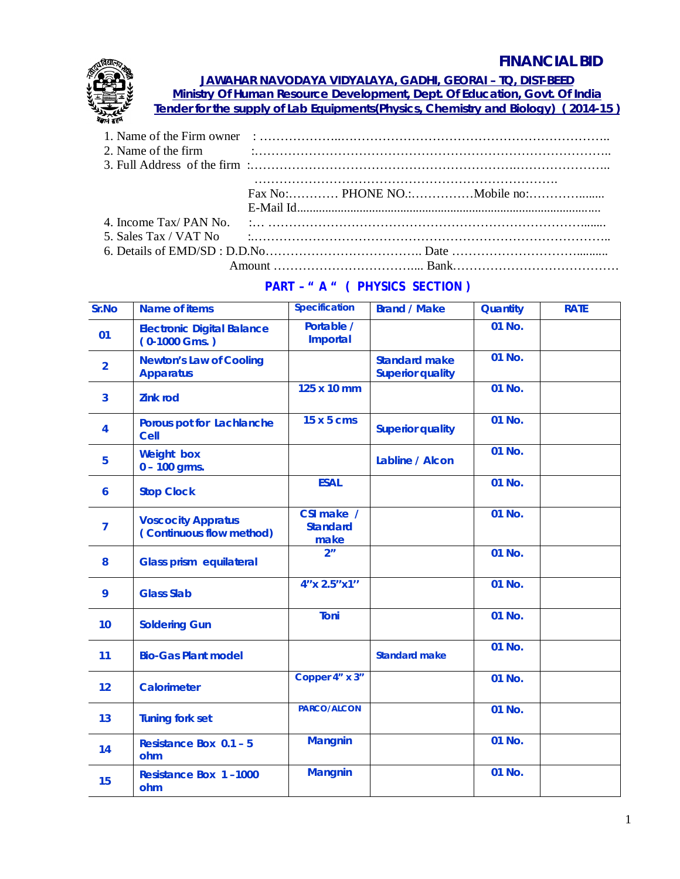**FINANCIAL BID**

**JAWAHAR NAVODAYA VIDYALAYA, GADHI, GEORAI – TQ, DIST-BEED**
**Ministry Of Human Resource Development, Dept. Of Education, Govt. Of India**
**Tender for the supply of Lab Equipments(Physics, Chemistry and Biology) ( 2014-15 )**

1. Name of the Firm owner : ………………..…………………………………………………………..
2. Name of the firm :……………………………………………………………………………..
3. Full Address of the firm :……………………………………………………..……………………..
   ……………………………………………………………………….
   Fax No:………… PHONE NO.:……………Mobile no:………….......
   E-Mail Id.................................................................................................
4. Income Tax/ PAN No. :… …………………………………………………………………......
5. Sales Tax / VAT No :…………………………………………………………………………..
6. Details of EMD/SD : D.D.No……………………………….. Date …………………………..........
   Amount …………………………….... Bank…………………………………

## PART – " A " ( PHYSICS SECTION )

| Sr.No | Name of items | Specification | Brand / Make | Quantity | RATE |
|---|---|---|---|---|---|
| 01 | Electronic Digital Balance ( 0-1000 Gms. ) | Portable / Importal | | 01 No. | |
| 2 | Newton's Law of Cooling Apparatus | | Standard make Superior quality | 01 No. | |
| 3 | Zink rod | 125 x 10 mm | | 01 No. | |
| 4 | Porous pot for Lachlanche Cell | 15 x 5 cms | Superior quality | 01 No. | |
| 5 | Weight box 0 – 100 grms. | | Labline / Alcon | 01 No. | |
| 6 | Stop Clock | ESAL | | 01 No. | |
| 7 | Voscocity Appratus ( Continuous flow method) | CSI make / Standard make | | 01 No. | |
| 8 | Glass prism equilateral | 2" | | 01 No. | |
| 9 | Glass Slab | 4"x 2.5"x1" | | 01 No. | |
| 10 | Soldering Gun | Toni | | 01 No. | |
| 11 | Bio-Gas Plant model | | Standard make | 01 No. | |
| 12 | Calorimeter | Copper 4" x 3" | | 01 No. | |
| 13 | Tuning fork set | PARCO/ALCON | | 01 No. | |
| 14 | Resistance Box 0.1 – 5 ohm | Mangnin | | 01 No. | |
| 15 | Resistance Box 1 –1000 ohm | Mangnin | | 01 No. | |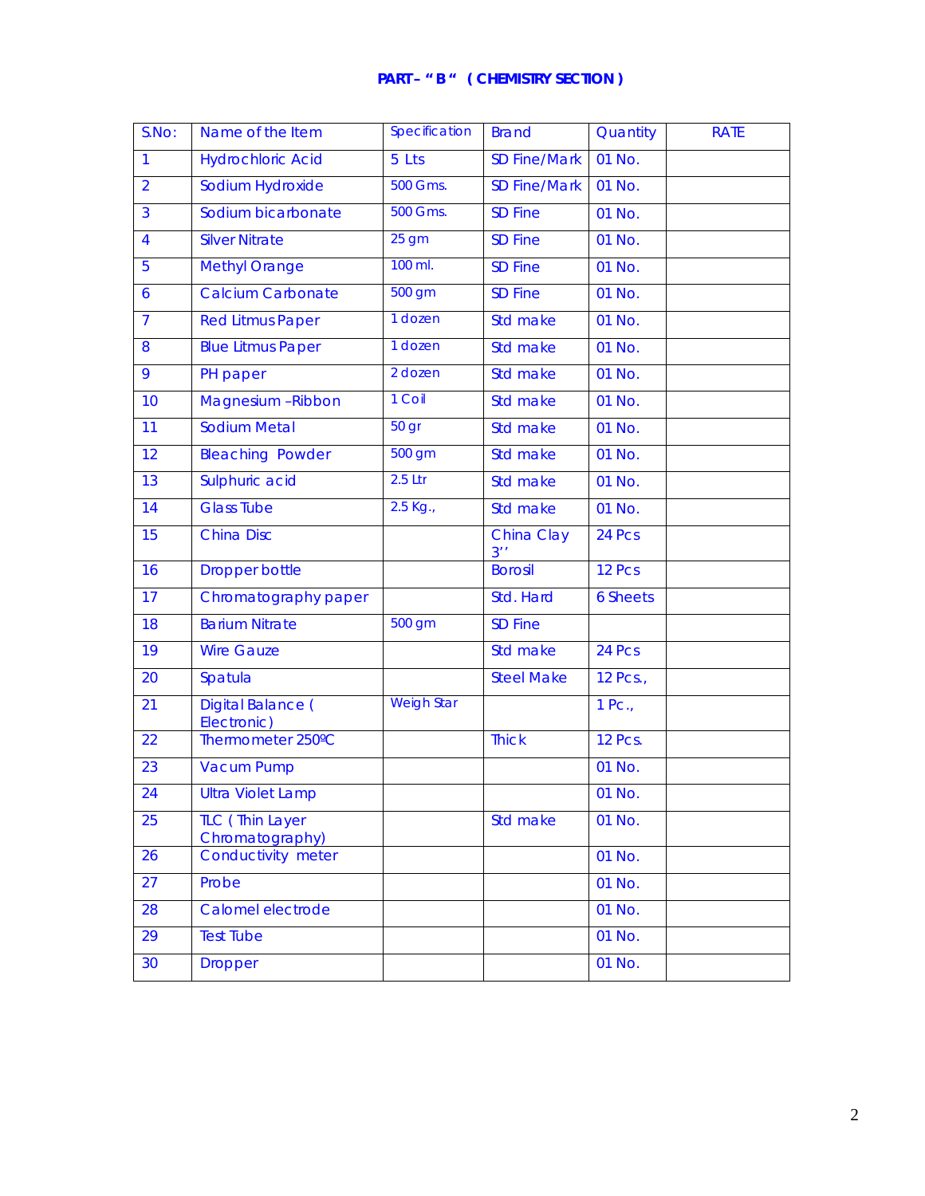# PART – " B " ( CHEMISTRY SECTION )

| S.No: | Name of the Item | Specification | Brand | Quantity | RATE |
|---|---|---|---|---|---|
| 1 | Hydrochloric Acid | 5 Lts | SD Fine/Mark | 01 No. | |
| 2 | Sodium Hydroxide | 500 Gms. | SD Fine/Mark | 01 No. | |
| 3 | Sodium bicarbonate | 500 Gms. | SD Fine | 01 No. | |
| 4 | Silver Nitrate | 25 gm | SD Fine | 01 No. | |
| 5 | Methyl Orange | 100 ml. | SD Fine | 01 No. | |
| 6 | Calcium Carbonate | 500 gm | SD Fine | 01 No. | |
| 7 | Red Litmus Paper | 1 dozen | Std make | 01 No. | |
| 8 | Blue Litmus Paper | 1 dozen | Std make | 01 No. | |
| 9 | PH paper | 2 dozen | Std make | 01 No. | |
| 10 | Magnesium –Ribbon | 1 Coil | Std make | 01 No. | |
| 11 | Sodium Metal | 50 gr | Std make | 01 No. | |
| 12 | Bleaching Powder | 500 gm | Std make | 01 No. | |
| 13 | Sulphuric acid | 2.5 Ltr | Std make | 01 No. | |
| 14 | Glass Tube | 2.5 Kg., | Std make | 01 No. | |
| 15 | China Disc | | China Clay 3'' | 24 Pcs | |
| 16 | Dropper bottle | | Borosil | 12 Pcs | |
| 17 | Chromatography paper | | Std. Hard | 6 Sheets | |
| 18 | Barium Nitrate | 500 gm | SD Fine | | |
| 19 | Wire Gauze | | Std make | 24 Pcs | |
| 20 | Spatula | | Steel Make | 12 Pcs., | |
| 21 | Digital Balance ( Electronic) | Weigh Star | | 1 Pc., | |
| 22 | Thermometer 250ºC | | Thick | 12 Pcs. | |
| 23 | Vacum Pump | | | 01 No. | |
| 24 | Ultra Violet Lamp | | | 01 No. | |
| 25 | TLC ( Thin Layer Chromatography) | | Std make | 01 No. | |
| 26 | Conductivity meter | | | 01 No. | |
| 27 | Probe | | | 01 No. | |
| 28 | Calomel electrode | | | 01 No. | |
| 29 | Test Tube | | | 01 No. | |
| 30 | Dropper | | | 01 No. | |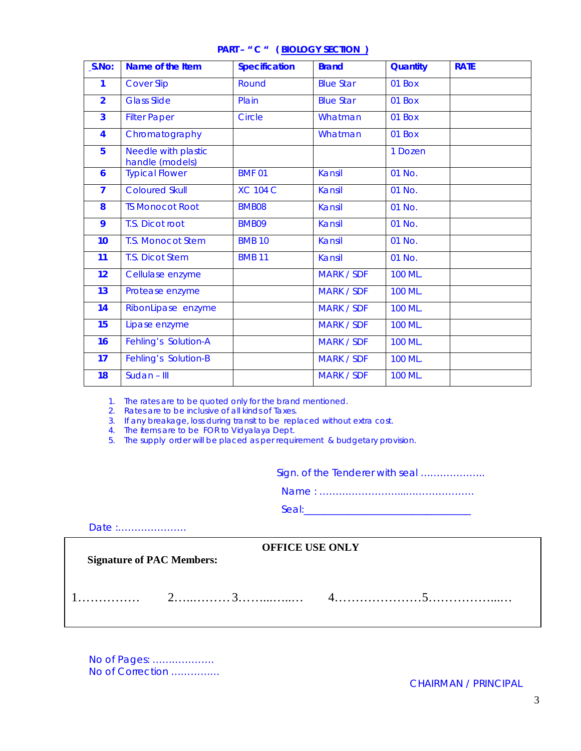## PART – " C " ( BIOLOGY SECTION )

| S.No: | Name of the Item | Specification | Brand | Quantity | RATE |
|---|---|---|---|---|---|
| 1 | Cover Slip | Round | Blue Star | 01 Box | |
| 2 | Glass Slide | Plain | Blue Star | 01 Box | |
| 3 | Filter Paper | Circle | Whatman | 01 Box | |
| 4 | Chromatography | | Whatman | 01 Box | |
| 5 | Needle with plastic handle (models) | | | 1 Dozen | |
| 6 | Typical Flower | BMF 01 | Kansil | 01 No. | |
| 7 | Coloured Skull | XC 104 C | Kansil | 01 No. | |
| 8 | TS Monocot Root | BMB08 | Kansil | 01 No. | |
| 9 | T.S. Dicot root | BMB09 | Kansil | 01 No. | |
| 10 | T.S. Monocot Stem | BMB 10 | Kansil | 01 No. | |
| 11 | T.S. Dicot Stem | BMB 11 | Kansil | 01 No. | |
| 12 | Cellulase enzyme | | MARK / SDF | 100 ML. | |
| 13 | Protease enzyme | | MARK / SDF | 100 ML. | |
| 14 | RibonLipase enzyme | | MARK / SDF | 100 ML. | |
| 15 | Lipase enzyme | | MARK / SDF | 100 ML. | |
| 16 | Fehling's Solution-A | | MARK / SDF | 100 ML. | |
| 17 | Fehling's Solution-B | | MARK / SDF | 100 ML. | |
| 18 | Sudan – III | | MARK / SDF | 100 ML. | |

1. The rates are to be quoted only for the brand mentioned.
2. Rates are to be inclusive of all kinds of Taxes.
3. If any breakage, loss during transit to be replaced without extra cost.
4. The items are to be FOR to Vidyalaya Dept.
5. The supply order will be placed as per requirement & budgetary provision.

Sign. of the Tenderer with seal ………………..

Name : ………………………..………………….

Seal:_______________________________

Date :…………………

**OFFICE USE ONLY**

**Signature of PAC Members:**

1…………… 2…..………3……..…...… 4…………………5……………...…

No of Pages: ……………….

No of Correction ……………

CHAIRMAN / PRINCIPAL